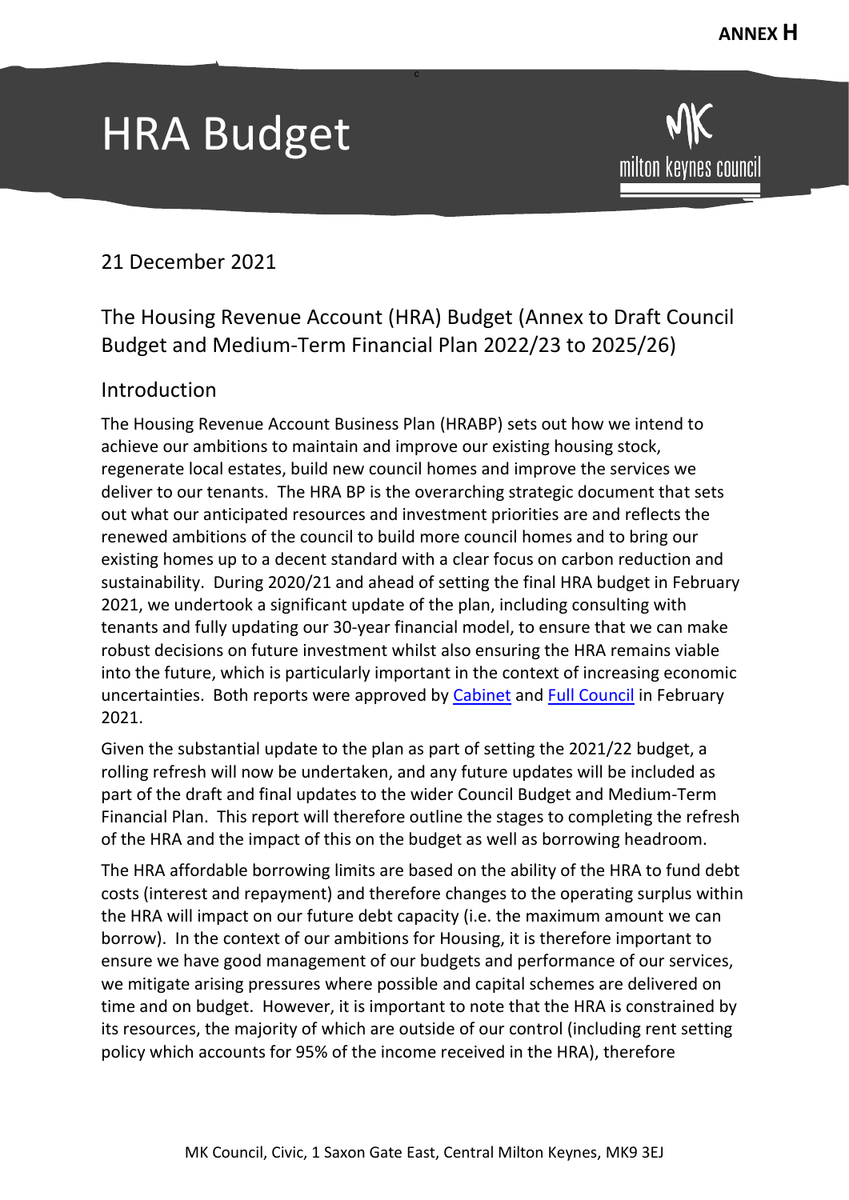**ANNEX H**

# HRA Budget

milton keynes council

21 December 2021

## The Housing Revenue Account (HRA) Budget (Annex to Draft Council Budget and Medium-Term Financial Plan 2022/23 to 2025/26)

### Introduction

The Housing Revenue Account Business Plan (HRABP) sets out how we intend to achieve our ambitions to maintain and improve our existing housing stock, regenerate local estates, build new council homes and improve the services we deliver to our tenants. The HRA BP is the overarching strategic document that sets out what our anticipated resources and investment priorities are and reflects the renewed ambitions of the council to build more council homes and to bring our existing homes up to a decent standard with a clear focus on carbon reduction and sustainability. During 2020/21 and ahead of setting the final HRA budget in February 2021, we undertook a significant update of the plan, including consulting with tenants and fully updating our 30-year financial model, to ensure that we can make robust decisions on future investment whilst also ensuring the HRA remains viable into the future, which is particularly important in the context of increasing economic uncertainties. Both reports were approved by Cabinet and Full Council in February 2021.

Given the substantial update to the plan as part of setting the 2021/22 budget, a rolling refresh will now be undertaken, and any future updates will be included as part of the draft and final updates to the wider Council Budget and Medium-Term Financial Plan. This report will therefore outline the stages to completing the refresh of the HRA and the impact of this on the budget as well as borrowing headroom.

The HRA affordable borrowing limits are based on the ability of the HRA to fund debt costs (interest and repayment) and therefore changes to the operating surplus within the HRA will impact on our future debt capacity (i.e. the maximum amount we can borrow). In the context of our ambitions for Housing, it is therefore important to ensure we have good management of our budgets and performance of our services, we mitigate arising pressures where possible and capital schemes are delivered on time and on budget. However, it is important to note that the HRA is constrained by its resources, the majority of which are outside of our control (including rent setting policy which accounts for 95% of the income received in the HRA), therefore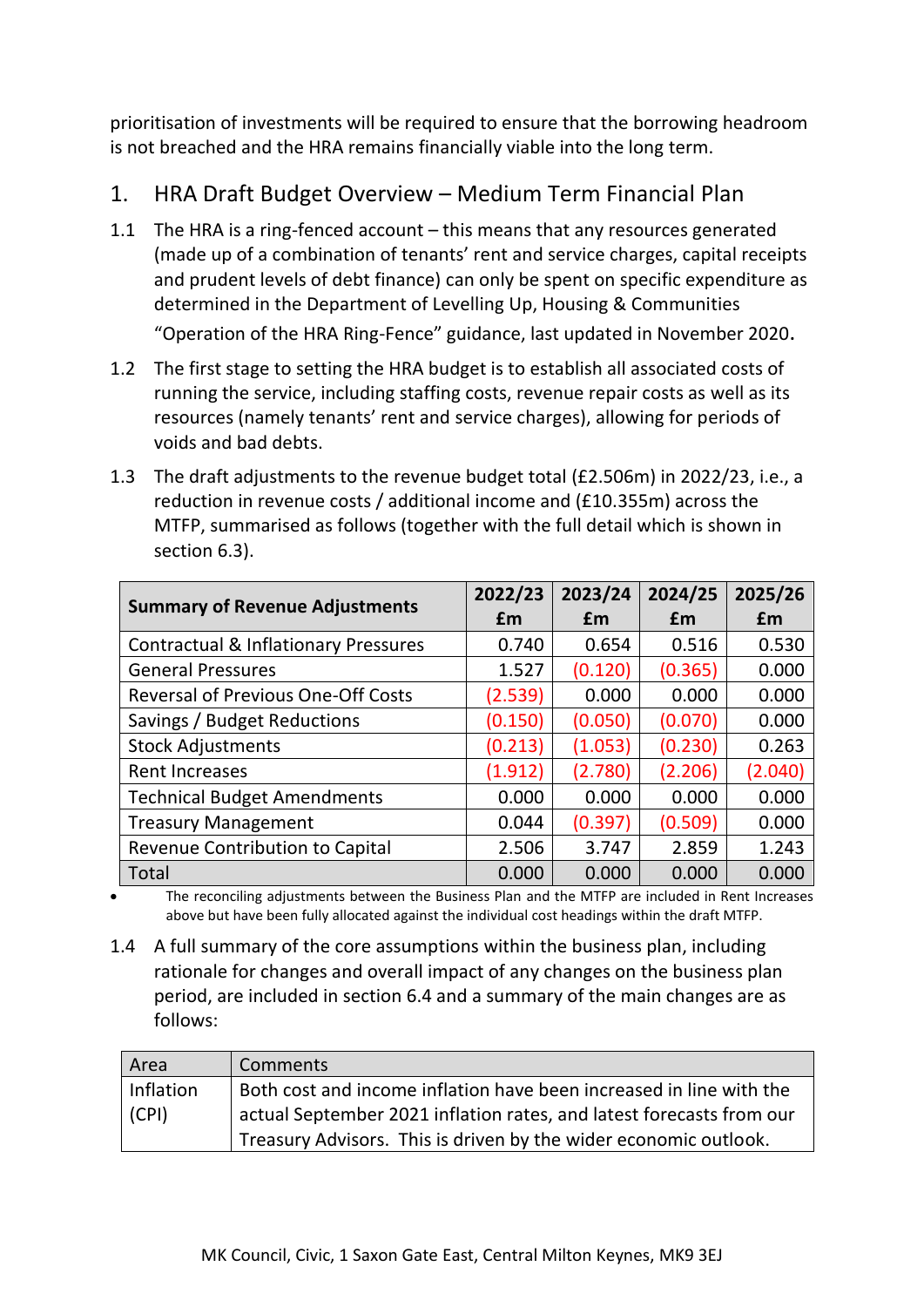prioritisation of investments will be required to ensure that the borrowing headroom is not breached and the HRA remains financially viable into the long term.

## 1. HRA Draft Budget Overview – Medium Term Financial Plan

1.1 The HRA is a ring-fenced account – this means that any resources generated (made up of a combination of tenants' rent and service charges, capital receipts and prudent levels of debt finance) can only be spent on specific expenditure as determined in the Department of Levelling Up, Housing & Communities "Operation of the HRA Ring-Fence" guidance, last updated in November 2020.

1.2 The first stage to setting the HRA budget is to establish all associated costs of running the service, including staffing costs, revenue repair costs as well as its resources (namely tenants' rent and service charges), allowing for periods of voids and bad debts.

1.3 The draft adjustments to the revenue budget total (£2.506m) in 2022/23, i.e., a reduction in revenue costs / additional income and (£10.355m) across the MTFP, summarised as follows (together with the full detail which is shown in section 6.3).

| Summary of Revenue Adjustments | 2022/23 £m | 2023/24 £m | 2024/25 £m | 2025/26 £m |
|---|---|---|---|---|
| Contractual & Inflationary Pressures | 0.740 | 0.654 | 0.516 | 0.530 |
| General Pressures | 1.527 | (0.120) | (0.365) | 0.000 |
| Reversal of Previous One-Off Costs | (2.539) | 0.000 | 0.000 | 0.000 |
| Savings / Budget Reductions | (0.150) | (0.050) | (0.070) | 0.000 |
| Stock Adjustments | (0.213) | (1.053) | (0.230) | 0.263 |
| Rent Increases | (1.912) | (2.780) | (2.206) | (2.040) |
| Technical Budget Amendments | 0.000 | 0.000 | 0.000 | 0.000 |
| Treasury Management | 0.044 | (0.397) | (0.509) | 0.000 |
| Revenue Contribution to Capital | 2.506 | 3.747 | 2.859 | 1.243 |
| Total | 0.000 | 0.000 | 0.000 | 0.000 |

- The reconciling adjustments between the Business Plan and the MTFP are included in Rent Increases above but have been fully allocated against the individual cost headings within the draft MTFP.

1.4 A full summary of the core assumptions within the business plan, including rationale for changes and overall impact of any changes on the business plan period, are included in section 6.4 and a summary of the main changes are as follows:

| Area | Comments |
|---|---|
| Inflation (CPI) | Both cost and income inflation have been increased in line with the actual September 2021 inflation rates, and latest forecasts from our Treasury Advisors. This is driven by the wider economic outlook. |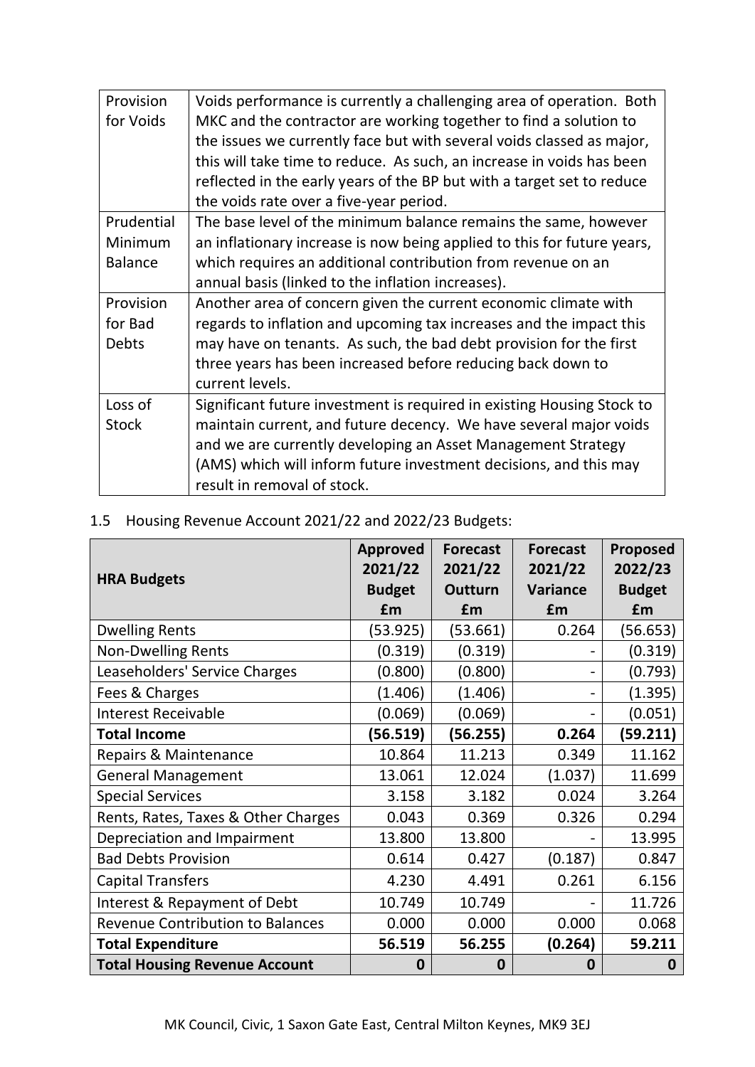| Provision for Voids | Voids performance is currently a challenging area of operation. Both MKC and the contractor are working together to find a solution to the issues we currently face but with several voids classed as major, this will take time to reduce. As such, an increase in voids has been reflected in the early years of the BP but with a target set to reduce the voids rate over a five-year period. |
|---|---|
| Prudential Minimum Balance | The base level of the minimum balance remains the same, however an inflationary increase is now being applied to this for future years, which requires an additional contribution from revenue on an annual basis (linked to the inflation increases). |
| Provision for Bad Debts | Another area of concern given the current economic climate with regards to inflation and upcoming tax increases and the impact this may have on tenants. As such, the bad debt provision for the first three years has been increased before reducing back down to current levels. |
| Loss of Stock | Significant future investment is required in existing Housing Stock to maintain current, and future decency. We have several major voids and we are currently developing an Asset Management Strategy (AMS) which will inform future investment decisions, and this may result in removal of stock. |

1.5 Housing Revenue Account 2021/22 and 2022/23 Budgets:

| HRA Budgets | Approved 2021/22 Budget £m | Forecast 2021/22 Outturn £m | Forecast 2021/22 Variance £m | Proposed 2022/23 Budget £m |
|---|---|---|---|---|
| Dwelling Rents | (53.925) | (53.661) | 0.264 | (56.653) |
| Non-Dwelling Rents | (0.319) | (0.319) | - | (0.319) |
| Leaseholders' Service Charges | (0.800) | (0.800) | - | (0.793) |
| Fees & Charges | (1.406) | (1.406) | - | (1.395) |
| Interest Receivable | (0.069) | (0.069) | - | (0.051) |
| **Total Income** | **(56.519)** | **(56.255)** | **0.264** | **(59.211)** |
| Repairs & Maintenance | 10.864 | 11.213 | 0.349 | 11.162 |
| General Management | 13.061 | 12.024 | (1.037) | 11.699 |
| Special Services | 3.158 | 3.182 | 0.024 | 3.264 |
| Rents, Rates, Taxes & Other Charges | 0.043 | 0.369 | 0.326 | 0.294 |
| Depreciation and Impairment | 13.800 | 13.800 | - | 13.995 |
| Bad Debts Provision | 0.614 | 0.427 | (0.187) | 0.847 |
| Capital Transfers | 4.230 | 4.491 | 0.261 | 6.156 |
| Interest & Repayment of Debt | 10.749 | 10.749 | - | 11.726 |
| Revenue Contribution to Balances | 0.000 | 0.000 | 0.000 | 0.068 |
| **Total Expenditure** | **56.519** | **56.255** | **(0.264)** | **59.211** |
| **Total Housing Revenue Account** | **0** | **0** | **0** | **0** |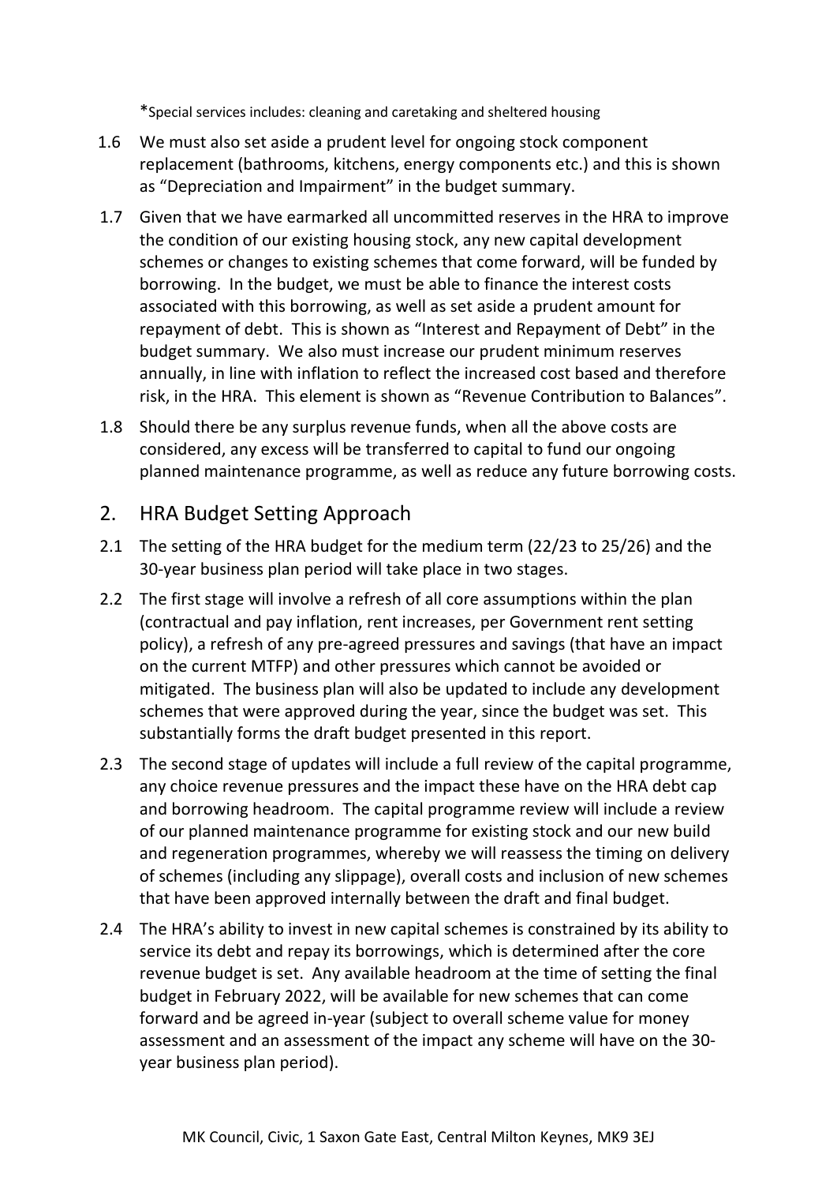*Special services includes: cleaning and caretaking and sheltered housing

1.6 We must also set aside a prudent level for ongoing stock component replacement (bathrooms, kitchens, energy components etc.) and this is shown as "Depreciation and Impairment" in the budget summary.

1.7 Given that we have earmarked all uncommitted reserves in the HRA to improve the condition of our existing housing stock, any new capital development schemes or changes to existing schemes that come forward, will be funded by borrowing. In the budget, we must be able to finance the interest costs associated with this borrowing, as well as set aside a prudent amount for repayment of debt. This is shown as "Interest and Repayment of Debt" in the budget summary. We also must increase our prudent minimum reserves annually, in line with inflation to reflect the increased cost based and therefore risk, in the HRA. This element is shown as "Revenue Contribution to Balances".

1.8 Should there be any surplus revenue funds, when all the above costs are considered, any excess will be transferred to capital to fund our ongoing planned maintenance programme, as well as reduce any future borrowing costs.

## 2. HRA Budget Setting Approach

2.1 The setting of the HRA budget for the medium term (22/23 to 25/26) and the 30-year business plan period will take place in two stages.

2.2 The first stage will involve a refresh of all core assumptions within the plan (contractual and pay inflation, rent increases, per Government rent setting policy), a refresh of any pre-agreed pressures and savings (that have an impact on the current MTFP) and other pressures which cannot be avoided or mitigated. The business plan will also be updated to include any development schemes that were approved during the year, since the budget was set. This substantially forms the draft budget presented in this report.

2.3 The second stage of updates will include a full review of the capital programme, any choice revenue pressures and the impact these have on the HRA debt cap and borrowing headroom. The capital programme review will include a review of our planned maintenance programme for existing stock and our new build and regeneration programmes, whereby we will reassess the timing on delivery of schemes (including any slippage), overall costs and inclusion of new schemes that have been approved internally between the draft and final budget.

2.4 The HRA's ability to invest in new capital schemes is constrained by its ability to service its debt and repay its borrowings, which is determined after the core revenue budget is set. Any available headroom at the time of setting the final budget in February 2022, will be available for new schemes that can come forward and be agreed in-year (subject to overall scheme value for money assessment and an assessment of the impact any scheme will have on the 30-year business plan period).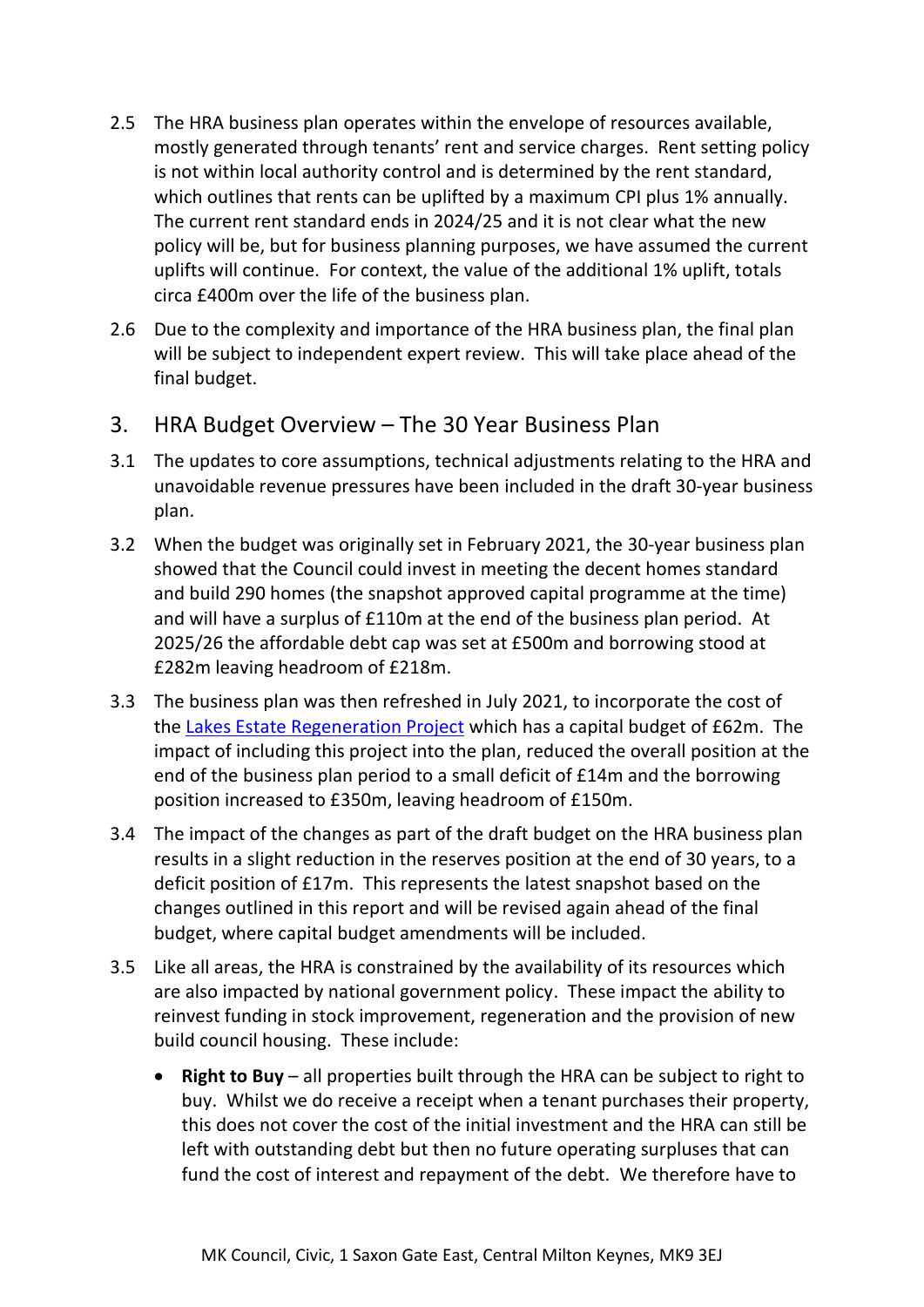2.5 The HRA business plan operates within the envelope of resources available, mostly generated through tenants' rent and service charges. Rent setting policy is not within local authority control and is determined by the rent standard, which outlines that rents can be uplifted by a maximum CPI plus 1% annually. The current rent standard ends in 2024/25 and it is not clear what the new policy will be, but for business planning purposes, we have assumed the current uplifts will continue. For context, the value of the additional 1% uplift, totals circa £400m over the life of the business plan.

2.6 Due to the complexity and importance of the HRA business plan, the final plan will be subject to independent expert review. This will take place ahead of the final budget.

## 3. HRA Budget Overview – The 30 Year Business Plan

3.1 The updates to core assumptions, technical adjustments relating to the HRA and unavoidable revenue pressures have been included in the draft 30-year business plan.

3.2 When the budget was originally set in February 2021, the 30-year business plan showed that the Council could invest in meeting the decent homes standard and build 290 homes (the snapshot approved capital programme at the time) and will have a surplus of £110m at the end of the business plan period. At 2025/26 the affordable debt cap was set at £500m and borrowing stood at £282m leaving headroom of £218m.

3.3 The business plan was then refreshed in July 2021, to incorporate the cost of the Lakes Estate Regeneration Project which has a capital budget of £62m. The impact of including this project into the plan, reduced the overall position at the end of the business plan period to a small deficit of £14m and the borrowing position increased to £350m, leaving headroom of £150m.

3.4 The impact of the changes as part of the draft budget on the HRA business plan results in a slight reduction in the reserves position at the end of 30 years, to a deficit position of £17m. This represents the latest snapshot based on the changes outlined in this report and will be revised again ahead of the final budget, where capital budget amendments will be included.

3.5 Like all areas, the HRA is constrained by the availability of its resources which are also impacted by national government policy. These impact the ability to reinvest funding in stock improvement, regeneration and the provision of new build council housing. These include:

- **Right to Buy** – all properties built through the HRA can be subject to right to buy. Whilst we do receive a receipt when a tenant purchases their property, this does not cover the cost of the initial investment and the HRA can still be left with outstanding debt but then no future operating surpluses that can fund the cost of interest and repayment of the debt. We therefore have to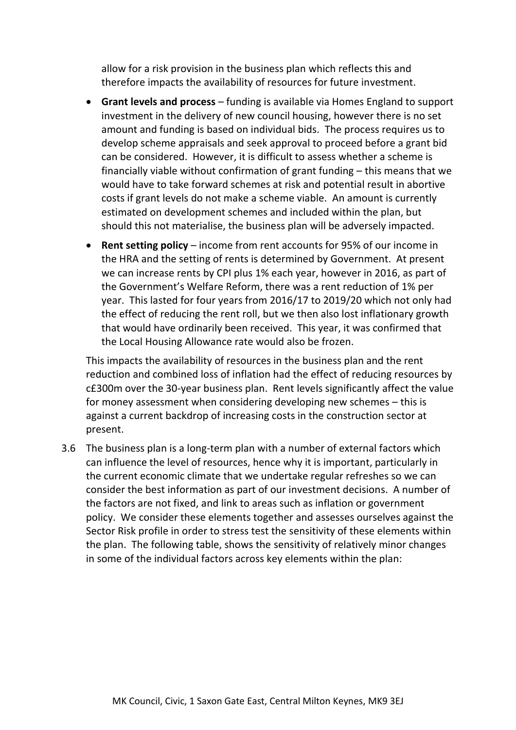allow for a risk provision in the business plan which reflects this and therefore impacts the availability of resources for future investment.

- **Grant levels and process** – funding is available via Homes England to support investment in the delivery of new council housing, however there is no set amount and funding is based on individual bids. The process requires us to develop scheme appraisals and seek approval to proceed before a grant bid can be considered. However, it is difficult to assess whether a scheme is financially viable without confirmation of grant funding – this means that we would have to take forward schemes at risk and potential result in abortive costs if grant levels do not make a scheme viable. An amount is currently estimated on development schemes and included within the plan, but should this not materialise, the business plan will be adversely impacted.
- **Rent setting policy** – income from rent accounts for 95% of our income in the HRA and the setting of rents is determined by Government. At present we can increase rents by CPI plus 1% each year, however in 2016, as part of the Government's Welfare Reform, there was a rent reduction of 1% per year. This lasted for four years from 2016/17 to 2019/20 which not only had the effect of reducing the rent roll, but we then also lost inflationary growth that would have ordinarily been received. This year, it was confirmed that the Local Housing Allowance rate would also be frozen.

This impacts the availability of resources in the business plan and the rent reduction and combined loss of inflation had the effect of reducing resources by c£300m over the 30-year business plan. Rent levels significantly affect the value for money assessment when considering developing new schemes – this is against a current backdrop of increasing costs in the construction sector at present.

3.6 The business plan is a long-term plan with a number of external factors which can influence the level of resources, hence why it is important, particularly in the current economic climate that we undertake regular refreshes so we can consider the best information as part of our investment decisions. A number of the factors are not fixed, and link to areas such as inflation or government policy. We consider these elements together and assesses ourselves against the Sector Risk profile in order to stress test the sensitivity of these elements within the plan. The following table, shows the sensitivity of relatively minor changes in some of the individual factors across key elements within the plan: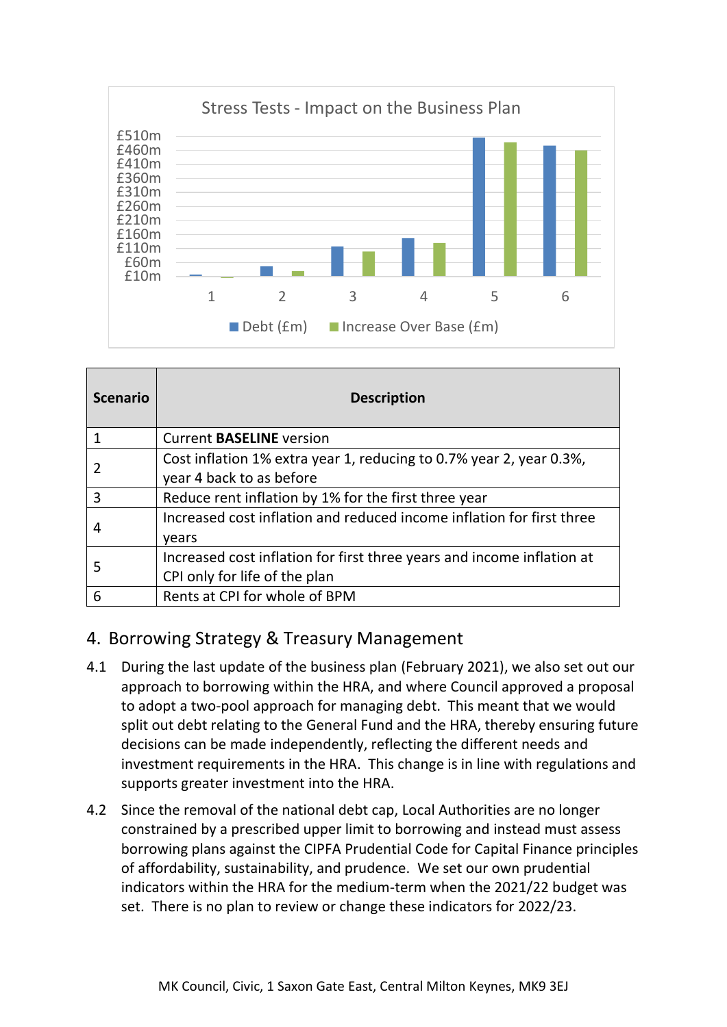Stress Tests - Impact on the Business Plan

| Scenario | Description |
| --- | --- |
| 1 | Current **BASELINE** version |
| 2 | Cost inflation 1% extra year 1, reducing to 0.7% year 2, year 0.3%, year 4 back to as before |
| 3 | Reduce rent inflation by 1% for the first three year |
| 4 | Increased cost inflation and reduced income inflation for first three years |
| 5 | Increased cost inflation for first three years and income inflation at CPI only for life of the plan |
| 6 | Rents at CPI for whole of BPM |

## 4. Borrowing Strategy & Treasury Management

4.1 During the last update of the business plan (February 2021), we also set out our approach to borrowing within the HRA, and where Council approved a proposal to adopt a two-pool approach for managing debt. This meant that we would split out debt relating to the General Fund and the HRA, thereby ensuring future decisions can be made independently, reflecting the different needs and investment requirements in the HRA. This change is in line with regulations and supports greater investment into the HRA.

4.2 Since the removal of the national debt cap, Local Authorities are no longer constrained by a prescribed upper limit to borrowing and instead must assess borrowing plans against the CIPFA Prudential Code for Capital Finance principles of affordability, sustainability, and prudence. We set our own prudential indicators within the HRA for the medium-term when the 2021/22 budget was set. There is no plan to review or change these indicators for 2022/23.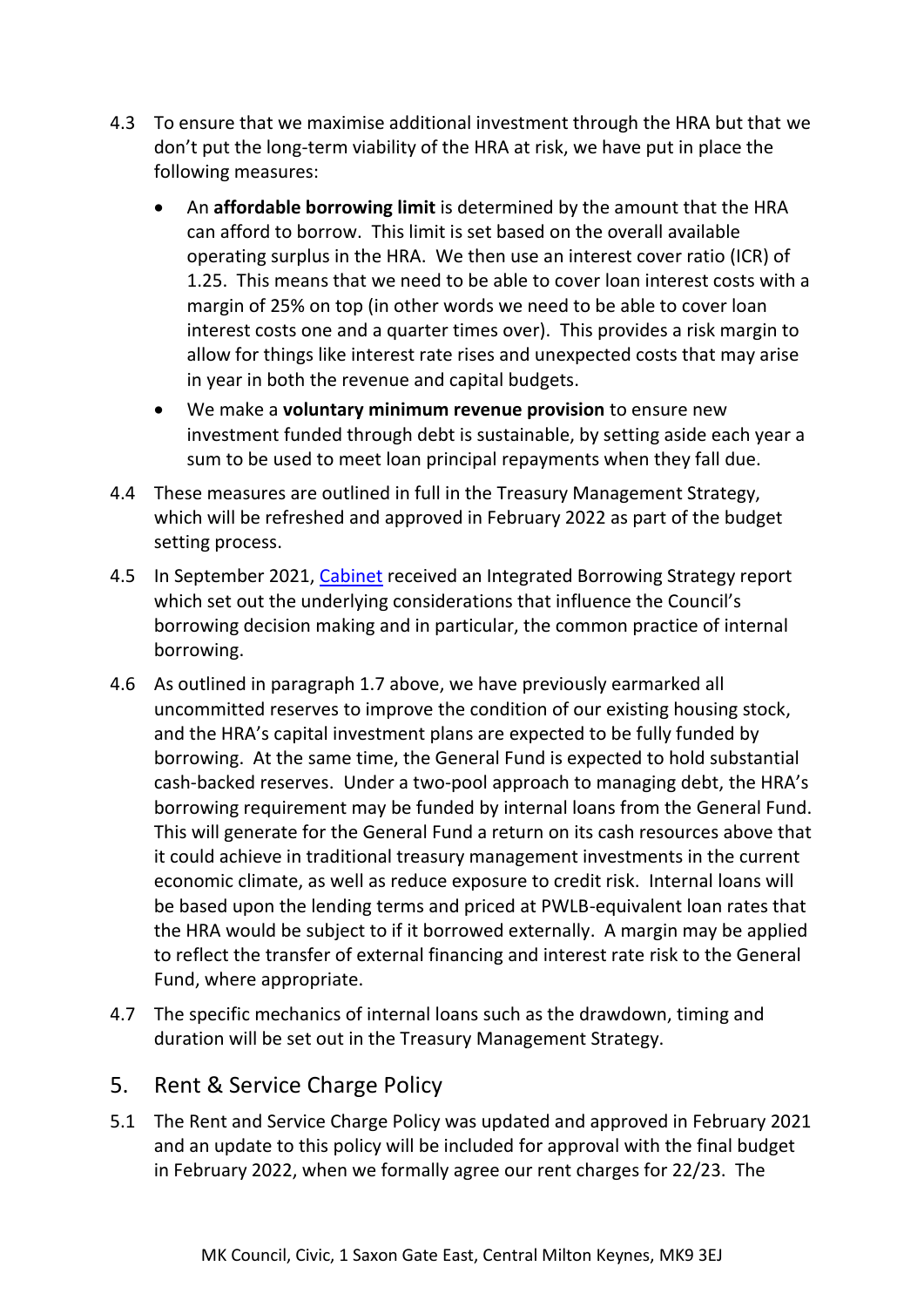4.3 To ensure that we maximise additional investment through the HRA but that we don't put the long-term viability of the HRA at risk, we have put in place the following measures:

- An **affordable borrowing limit** is determined by the amount that the HRA can afford to borrow. This limit is set based on the overall available operating surplus in the HRA. We then use an interest cover ratio (ICR) of 1.25. This means that we need to be able to cover loan interest costs with a margin of 25% on top (in other words we need to be able to cover loan interest costs one and a quarter times over). This provides a risk margin to allow for things like interest rate rises and unexpected costs that may arise in year in both the revenue and capital budgets.
- We make a **voluntary minimum revenue provision** to ensure new investment funded through debt is sustainable, by setting aside each year a sum to be used to meet loan principal repayments when they fall due.

4.4 These measures are outlined in full in the Treasury Management Strategy, which will be refreshed and approved in February 2022 as part of the budget setting process.

4.5 In September 2021, [Cabinet] received an Integrated Borrowing Strategy report which set out the underlying considerations that influence the Council's borrowing decision making and in particular, the common practice of internal borrowing.

4.6 As outlined in paragraph 1.7 above, we have previously earmarked all uncommitted reserves to improve the condition of our existing housing stock, and the HRA's capital investment plans are expected to be fully funded by borrowing. At the same time, the General Fund is expected to hold substantial cash-backed reserves. Under a two-pool approach to managing debt, the HRA's borrowing requirement may be funded by internal loans from the General Fund. This will generate for the General Fund a return on its cash resources above that it could achieve in traditional treasury management investments in the current economic climate, as well as reduce exposure to credit risk. Internal loans will be based upon the lending terms and priced at PWLB-equivalent loan rates that the HRA would be subject to if it borrowed externally. A margin may be applied to reflect the transfer of external financing and interest rate risk to the General Fund, where appropriate.

4.7 The specific mechanics of internal loans such as the drawdown, timing and duration will be set out in the Treasury Management Strategy.

## 5. Rent & Service Charge Policy

5.1 The Rent and Service Charge Policy was updated and approved in February 2021 and an update to this policy will be included for approval with the final budget in February 2022, when we formally agree our rent charges for 22/23. The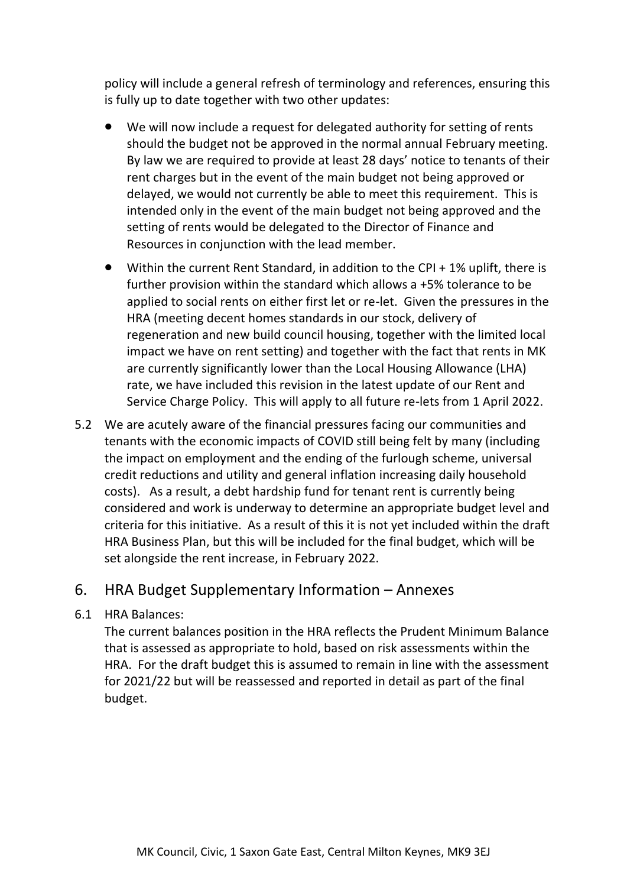policy will include a general refresh of terminology and references, ensuring this is fully up to date together with two other updates:

- We will now include a request for delegated authority for setting of rents should the budget not be approved in the normal annual February meeting. By law we are required to provide at least 28 days' notice to tenants of their rent charges but in the event of the main budget not being approved or delayed, we would not currently be able to meet this requirement. This is intended only in the event of the main budget not being approved and the setting of rents would be delegated to the Director of Finance and Resources in conjunction with the lead member.
- Within the current Rent Standard, in addition to the CPI + 1% uplift, there is further provision within the standard which allows a +5% tolerance to be applied to social rents on either first let or re-let. Given the pressures in the HRA (meeting decent homes standards in our stock, delivery of regeneration and new build council housing, together with the limited local impact we have on rent setting) and together with the fact that rents in MK are currently significantly lower than the Local Housing Allowance (LHA) rate, we have included this revision in the latest update of our Rent and Service Charge Policy. This will apply to all future re-lets from 1 April 2022.

5.2 We are acutely aware of the financial pressures facing our communities and tenants with the economic impacts of COVID still being felt by many (including the impact on employment and the ending of the furlough scheme, universal credit reductions and utility and general inflation increasing daily household costs). As a result, a debt hardship fund for tenant rent is currently being considered and work is underway to determine an appropriate budget level and criteria for this initiative. As a result of this it is not yet included within the draft HRA Business Plan, but this will be included for the final budget, which will be set alongside the rent increase, in February 2022.

## 6. HRA Budget Supplementary Information – Annexes

6.1 HRA Balances:
The current balances position in the HRA reflects the Prudent Minimum Balance that is assessed as appropriate to hold, based on risk assessments within the HRA. For the draft budget this is assumed to remain in line with the assessment for 2021/22 but will be reassessed and reported in detail as part of the final budget.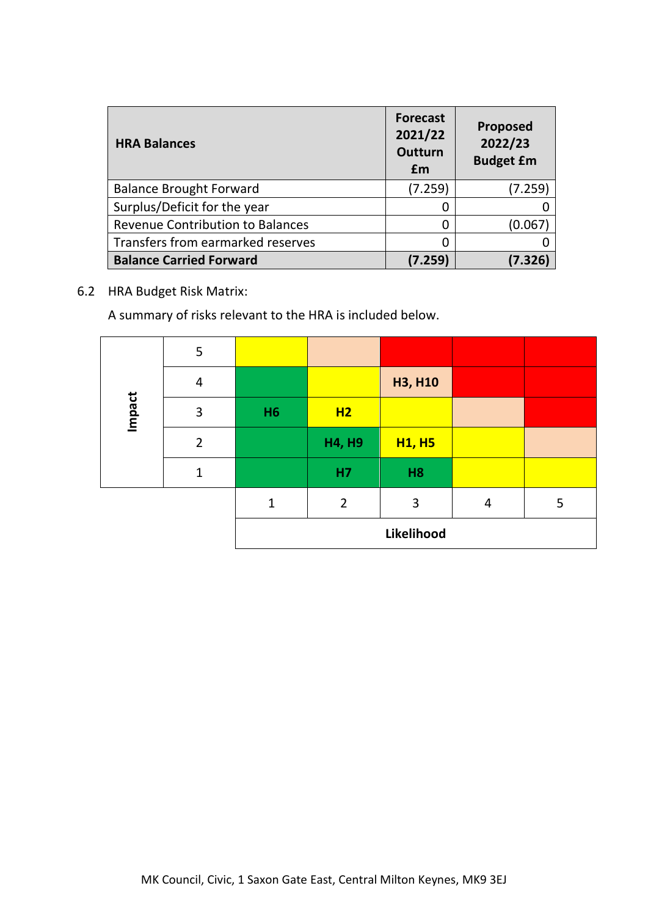| HRA Balances | Forecast 2021/22 Outturn £m | Proposed 2022/23 Budget £m |
|---|---|---|
| Balance Brought Forward | (7.259) | (7.259) |
| Surplus/Deficit for the year | 0 | 0 |
| Revenue Contribution to Balances | 0 | (0.067) |
| Transfers from earmarked reserves | 0 | 0 |
| **Balance Carried Forward** | **(7.259)** | **(7.326)** |

6.2 HRA Budget Risk Matrix:

A summary of risks relevant to the HRA is included below.

| Impact | | | | | | |
|---|---|---|---|---|---|---|
| | 5 | | | | | |
| | 4 | | | **H3, H10** | | |
| | 3 | **H6** | **H2** | | | |
| | 2 | | **H4, H9** | **H1, H5** | | |
| | 1 | | **H7** | **H8** | | |
| | | 1 | 2 | 3 | 4 | 5 |
| | | **Likelihood** | | | | |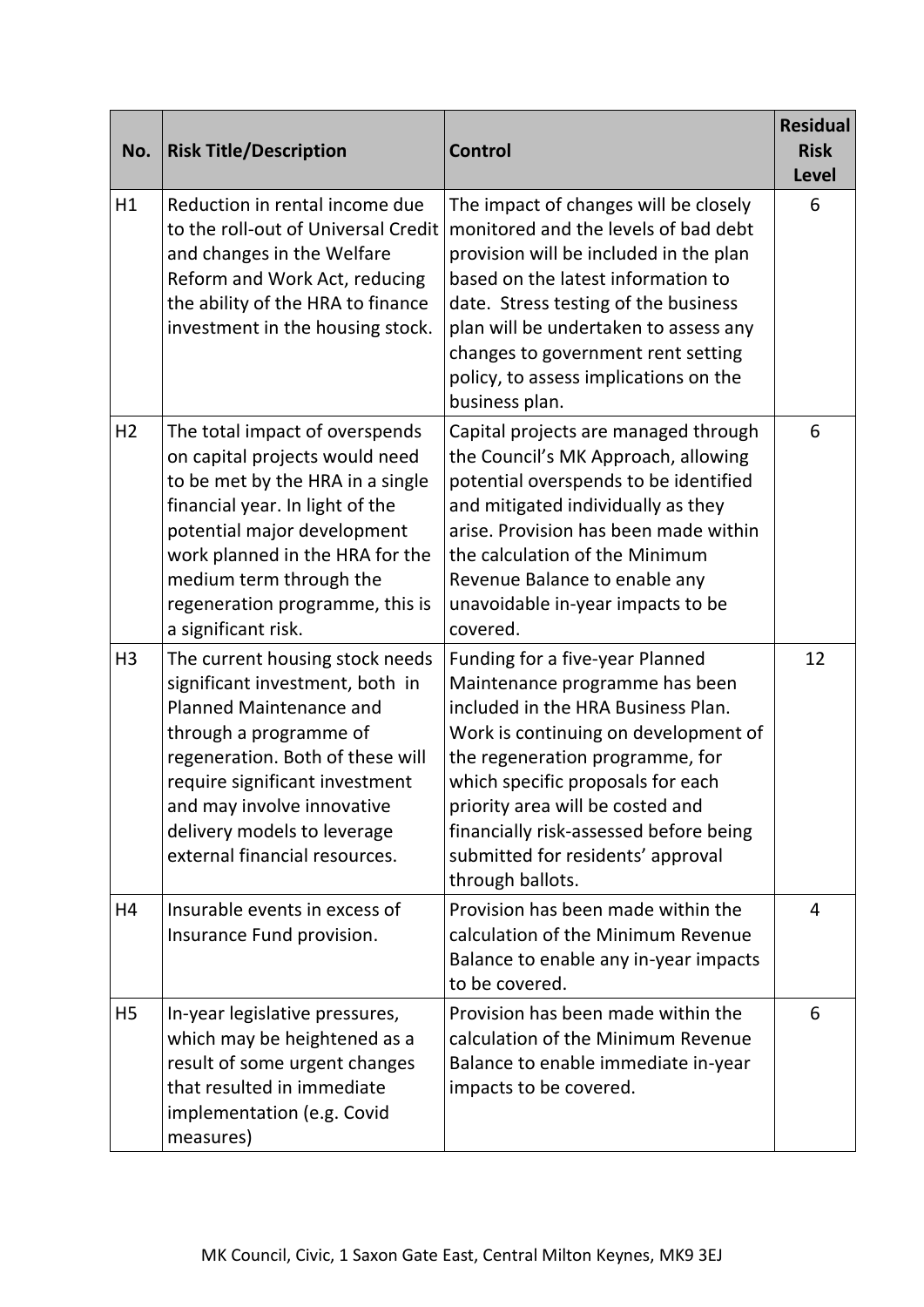| No. | Risk Title/Description | Control | Residual Risk Level |
|---|---|---|---|
| H1 | Reduction in rental income due to the roll-out of Universal Credit and changes in the Welfare Reform and Work Act, reducing the ability of the HRA to finance investment in the housing stock. | The impact of changes will be closely monitored and the levels of bad debt provision will be included in the plan based on the latest information to date. Stress testing of the business plan will be undertaken to assess any changes to government rent setting policy, to assess implications on the business plan. | 6 |
| H2 | The total impact of overspends on capital projects would need to be met by the HRA in a single financial year. In light of the potential major development work planned in the HRA for the medium term through the regeneration programme, this is a significant risk. | Capital projects are managed through the Council's MK Approach, allowing potential overspends to be identified and mitigated individually as they arise. Provision has been made within the calculation of the Minimum Revenue Balance to enable any unavoidable in-year impacts to be covered. | 6 |
| H3 | The current housing stock needs significant investment, both in Planned Maintenance and through a programme of regeneration. Both of these will require significant investment and may involve innovative delivery models to leverage external financial resources. | Funding for a five-year Planned Maintenance programme has been included in the HRA Business Plan. Work is continuing on development of the regeneration programme, for which specific proposals for each priority area will be costed and financially risk-assessed before being submitted for residents' approval through ballots. | 12 |
| H4 | Insurable events in excess of Insurance Fund provision. | Provision has been made within the calculation of the Minimum Revenue Balance to enable any in-year impacts to be covered. | 4 |
| H5 | In-year legislative pressures, which may be heightened as a result of some urgent changes that resulted in immediate implementation (e.g. Covid measures) | Provision has been made within the calculation of the Minimum Revenue Balance to enable immediate in-year impacts to be covered. | 6 |

MK Council, Civic, 1 Saxon Gate East, Central Milton Keynes, MK9 3EJ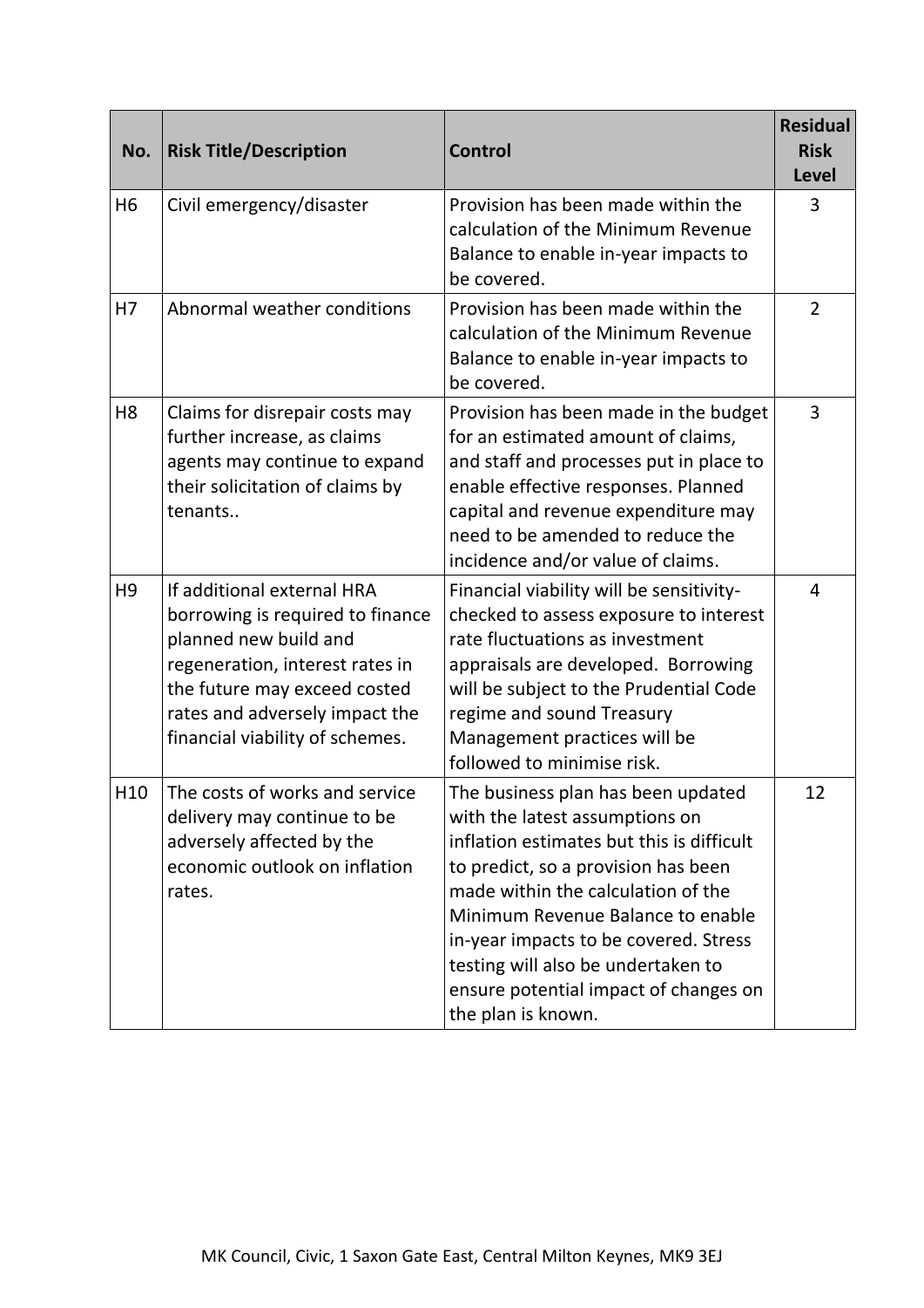| No. | Risk Title/Description | Control | Residual Risk Level |
|---|---|---|---|
| H6 | Civil emergency/disaster | Provision has been made within the calculation of the Minimum Revenue Balance to enable in-year impacts to be covered. | 3 |
| H7 | Abnormal weather conditions | Provision has been made within the calculation of the Minimum Revenue Balance to enable in-year impacts to be covered. | 2 |
| H8 | Claims for disrepair costs may further increase, as claims agents may continue to expand their solicitation of claims by tenants.. | Provision has been made in the budget for an estimated amount of claims, and staff and processes put in place to enable effective responses. Planned capital and revenue expenditure may need to be amended to reduce the incidence and/or value of claims. | 3 |
| H9 | If additional external HRA borrowing is required to finance planned new build and regeneration, interest rates in the future may exceed costed rates and adversely impact the financial viability of schemes. | Financial viability will be sensitivity-checked to assess exposure to interest rate fluctuations as investment appraisals are developed. Borrowing will be subject to the Prudential Code regime and sound Treasury Management practices will be followed to minimise risk. | 4 |
| H10 | The costs of works and service delivery may continue to be adversely affected by the economic outlook on inflation rates. | The business plan has been updated with the latest assumptions on inflation estimates but this is difficult to predict, so a provision has been made within the calculation of the Minimum Revenue Balance to enable in-year impacts to be covered. Stress testing will also be undertaken to ensure potential impact of changes on the plan is known. | 12 |

MK Council, Civic, 1 Saxon Gate East, Central Milton Keynes, MK9 3EJ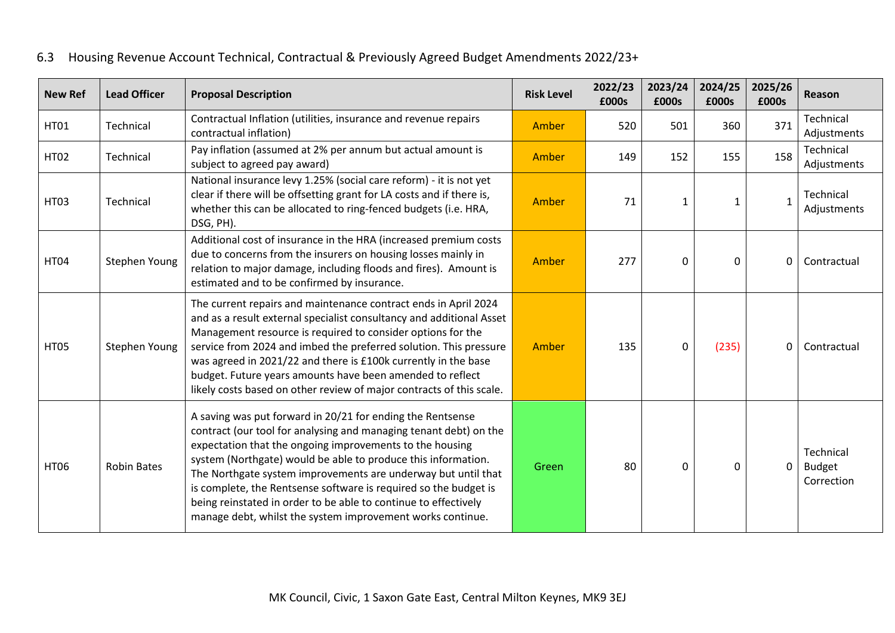## 6.3 Housing Revenue Account Technical, Contractual & Previously Agreed Budget Amendments 2022/23+

| New Ref | Lead Officer | Proposal Description | Risk Level | 2022/23 £000s | 2023/24 £000s | 2024/25 £000s | 2025/26 £000s | Reason |
|---|---|---|---|---|---|---|---|---|
| HT01 | Technical | Contractual Inflation (utilities, insurance and revenue repairs contractual inflation) | Amber | 520 | 501 | 360 | 371 | Technical Adjustments |
| HT02 | Technical | Pay inflation (assumed at 2% per annum but actual amount is subject to agreed pay award) | Amber | 149 | 152 | 155 | 158 | Technical Adjustments |
| HT03 | Technical | National insurance levy 1.25% (social care reform) - it is not yet clear if there will be offsetting grant for LA costs and if there is, whether this can be allocated to ring-fenced budgets (i.e. HRA, DSG, PH). | Amber | 71 | 1 | 1 | 1 | Technical Adjustments |
| HT04 | Stephen Young | Additional cost of insurance in the HRA (increased premium costs due to concerns from the insurers on housing losses mainly in relation to major damage, including floods and fires). Amount is estimated and to be confirmed by insurance. | Amber | 277 | 0 | 0 | 0 | Contractual |
| HT05 | Stephen Young | The current repairs and maintenance contract ends in April 2024 and as a result external specialist consultancy and additional Asset Management resource is required to consider options for the service from 2024 and imbed the preferred solution. This pressure was agreed in 2021/22 and there is £100k currently in the base budget. Future years amounts have been amended to reflect likely costs based on other review of major contracts of this scale. | Amber | 135 | 0 | (235) | 0 | Contractual |
| HT06 | Robin Bates | A saving was put forward in 20/21 for ending the Rentsense contract (our tool for analysing and managing tenant debt) on the expectation that the ongoing improvements to the housing system (Northgate) would be able to produce this information. The Northgate system improvements are underway but until that is complete, the Rentsense software is required so the budget is being reinstated in order to be able to continue to effectively manage debt, whilst the system improvement works continue. | Green | 80 | 0 | 0 | 0 | Technical Budget Correction |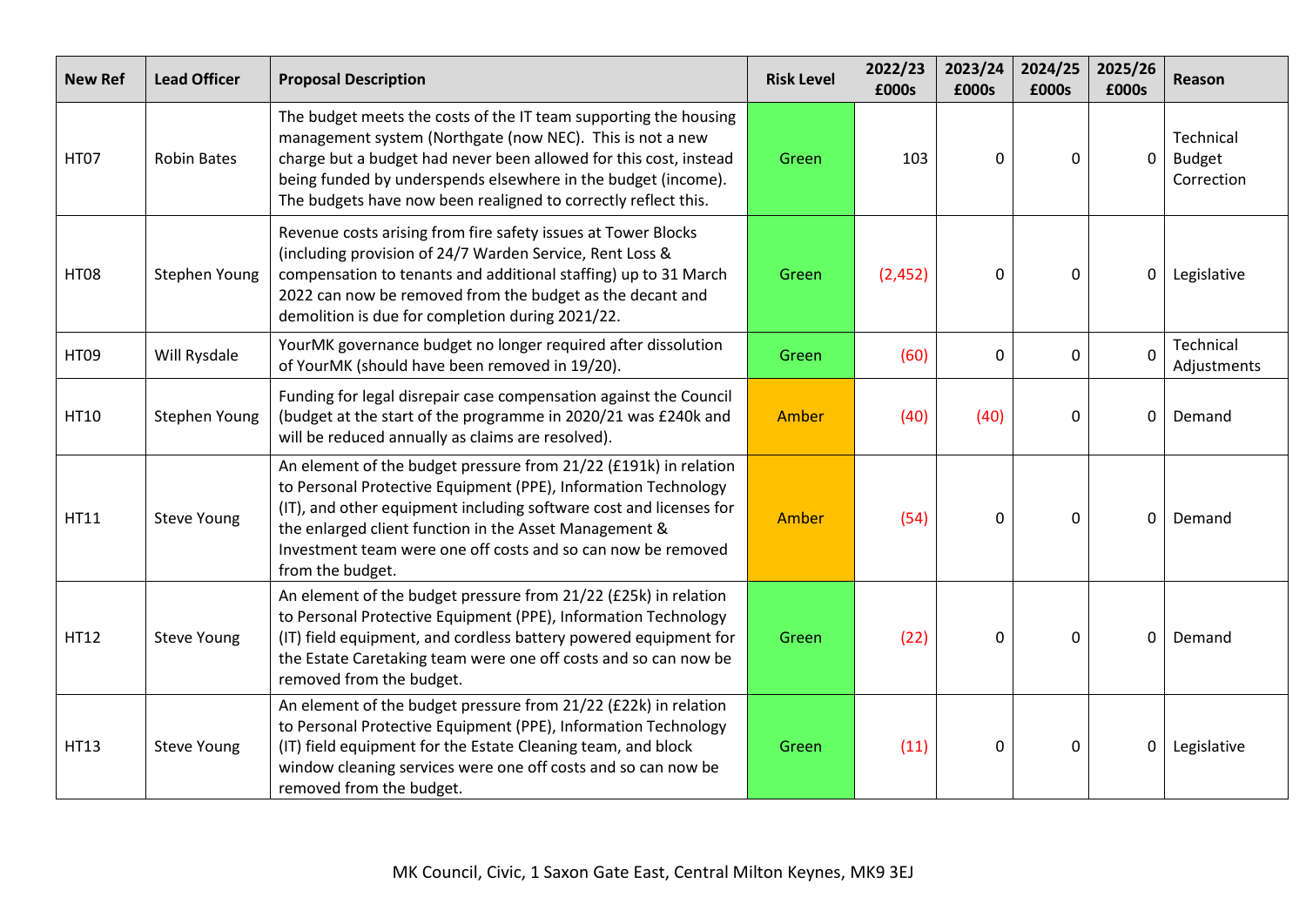| New Ref | Lead Officer | Proposal Description | Risk Level | 2022/23 £000s | 2023/24 £000s | 2024/25 £000s | 2025/26 £000s | Reason |
|---|---|---|---|---|---|---|---|---|
| HT07 | Robin Bates | The budget meets the costs of the IT team supporting the housing management system (Northgate (now NEC). This is not a new charge but a budget had never been allowed for this cost, instead being funded by underspends elsewhere in the budget (income). The budgets have now been realigned to correctly reflect this. | Green | 103 | 0 | 0 | 0 | Technical Budget Correction |
| HT08 | Stephen Young | Revenue costs arising from fire safety issues at Tower Blocks (including provision of 24/7 Warden Service, Rent Loss & compensation to tenants and additional staffing) up to 31 March 2022 can now be removed from the budget as the decant and demolition is due for completion during 2021/22. | Green | (2,452) | 0 | 0 | 0 | Legislative |
| HT09 | Will Rysdale | YourMK governance budget no longer required after dissolution of YourMK (should have been removed in 19/20). | Green | (60) | 0 | 0 | 0 | Technical Adjustments |
| HT10 | Stephen Young | Funding for legal disrepair case compensation against the Council (budget at the start of the programme in 2020/21 was £240k and will be reduced annually as claims are resolved). | Amber | (40) | (40) | 0 | 0 | Demand |
| HT11 | Steve Young | An element of the budget pressure from 21/22 (£191k) in relation to Personal Protective Equipment (PPE), Information Technology (IT), and other equipment including software cost and licenses for the enlarged client function in the Asset Management & Investment team were one off costs and so can now be removed from the budget. | Amber | (54) | 0 | 0 | 0 | Demand |
| HT12 | Steve Young | An element of the budget pressure from 21/22 (£25k) in relation to Personal Protective Equipment (PPE), Information Technology (IT) field equipment, and cordless battery powered equipment for the Estate Caretaking team were one off costs and so can now be removed from the budget. | Green | (22) | 0 | 0 | 0 | Demand |
| HT13 | Steve Young | An element of the budget pressure from 21/22 (£22k) in relation to Personal Protective Equipment (PPE), Information Technology (IT) field equipment for the Estate Cleaning team, and block window cleaning services were one off costs and so can now be removed from the budget. | Green | (11) | 0 | 0 | 0 | Legislative |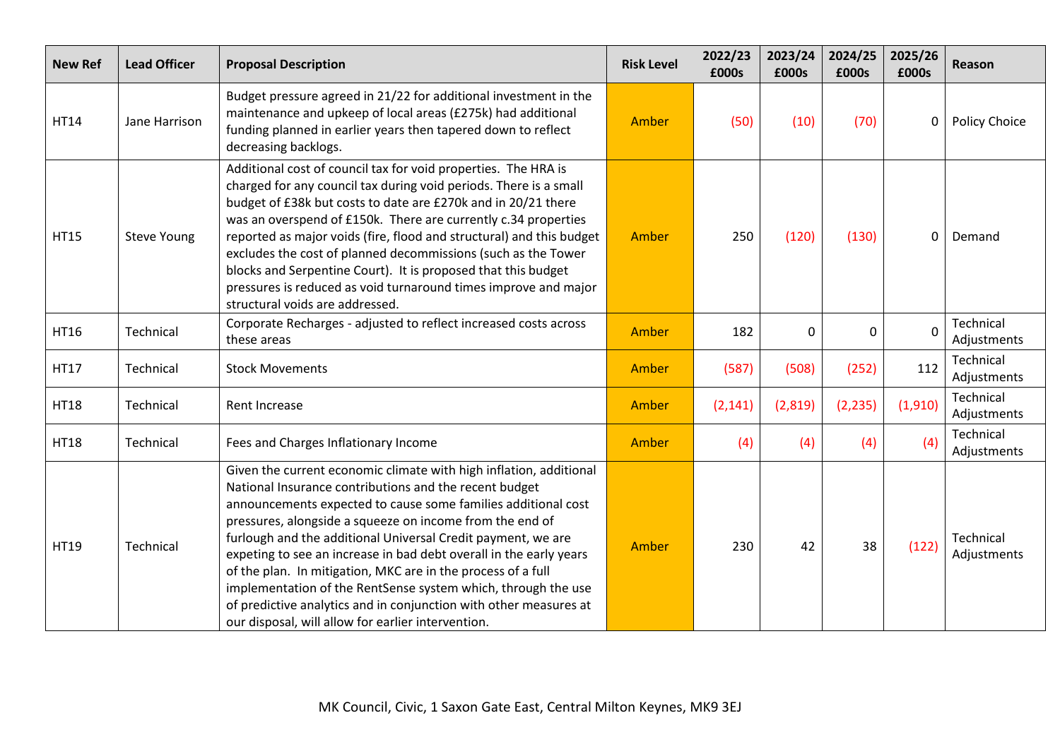| New Ref | Lead Officer | Proposal Description | Risk Level | 2022/23 £000s | 2023/24 £000s | 2024/25 £000s | 2025/26 £000s | Reason |
|---|---|---|---|---|---|---|---|---|
| HT14 | Jane Harrison | Budget pressure agreed in 21/22 for additional investment in the maintenance and upkeep of local areas (£275k) had additional funding planned in earlier years then tapered down to reflect decreasing backlogs. | Amber | (50) | (10) | (70) | 0 | Policy Choice |
| HT15 | Steve Young | Additional cost of council tax for void properties. The HRA is charged for any council tax during void periods. There is a small budget of £38k but costs to date are £270k and in 20/21 there was an overspend of £150k. There are currently c.34 properties reported as major voids (fire, flood and structural) and this budget excludes the cost of planned decommissions (such as the Tower blocks and Serpentine Court). It is proposed that this budget pressures is reduced as void turnaround times improve and major structural voids are addressed. | Amber | 250 | (120) | (130) | 0 | Demand |
| HT16 | Technical | Corporate Recharges - adjusted to reflect increased costs across these areas | Amber | 182 | 0 | 0 | 0 | Technical Adjustments |
| HT17 | Technical | Stock Movements | Amber | (587) | (508) | (252) | 112 | Technical Adjustments |
| HT18 | Technical | Rent Increase | Amber | (2,141) | (2,819) | (2,235) | (1,910) | Technical Adjustments |
| HT18 | Technical | Fees and Charges Inflationary Income | Amber | (4) | (4) | (4) | (4) | Technical Adjustments |
| HT19 | Technical | Given the current economic climate with high inflation, additional National Insurance contributions and the recent budget announcements expected to cause some families additional cost pressures, alongside a squeeze on income from the end of furlough and the additional Universal Credit payment, we are expeting to see an increase in bad debt overall in the early years of the plan. In mitigation, MKC are in the process of a full implementation of the RentSense system which, through the use of predictive analytics and in conjunction with other measures at our disposal, will allow for earlier intervention. | Amber | 230 | 42 | 38 | (122) | Technical Adjustments |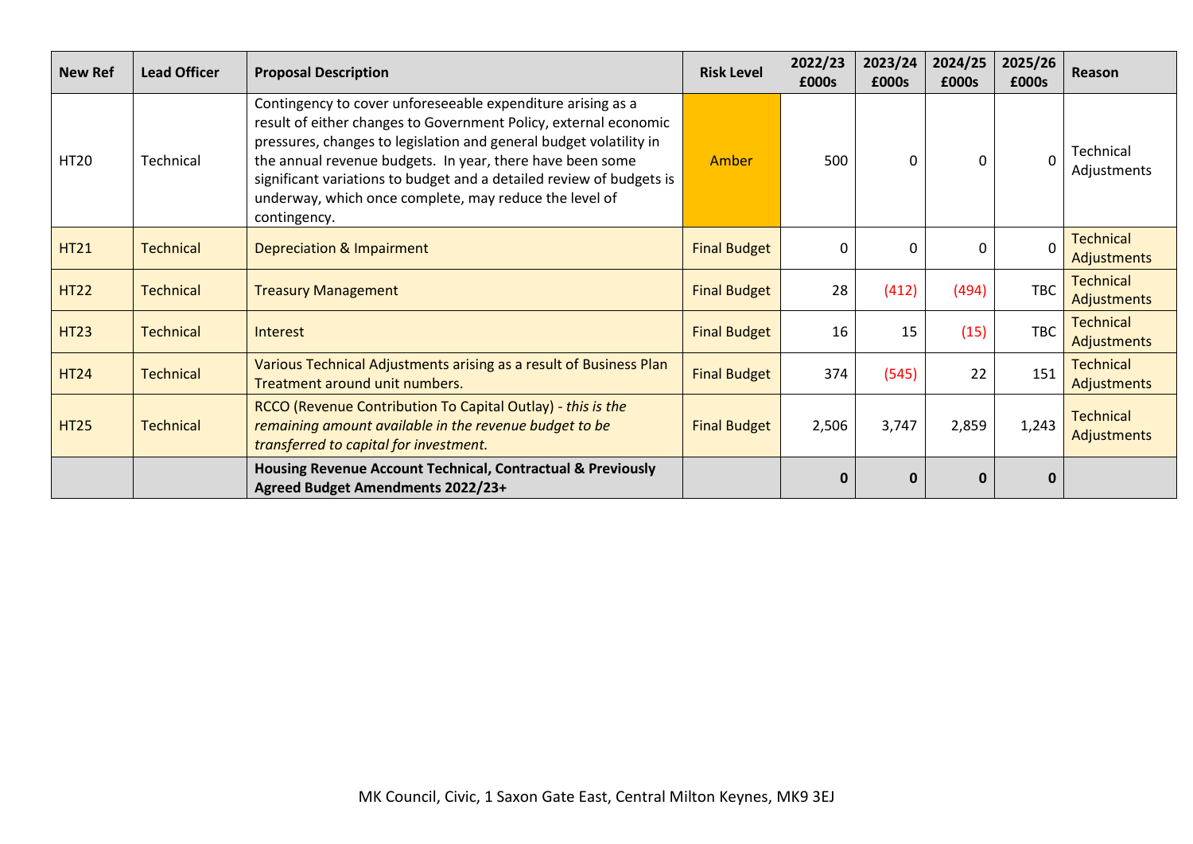| New Ref | Lead Officer | Proposal Description | Risk Level | 2022/23 £000s | 2023/24 £000s | 2024/25 £000s | 2025/26 £000s | Reason |
|---|---|---|---|---|---|---|---|---|
| HT20 | Technical | Contingency to cover unforeseeable expenditure arising as a result of either changes to Government Policy, external economic pressures, changes to legislation and general budget volatility in the annual revenue budgets. In year, there have been some significant variations to budget and a detailed review of budgets is underway, which once complete, may reduce the level of contingency. | Amber | 500 | 0 | 0 | 0 | Technical Adjustments |
| HT21 | Technical | Depreciation & Impairment | Final Budget | 0 | 0 | 0 | 0 | Technical Adjustments |
| HT22 | Technical | Treasury Management | Final Budget | 28 | (412) | (494) | TBC | Technical Adjustments |
| HT23 | Technical | Interest | Final Budget | 16 | 15 | (15) | TBC | Technical Adjustments |
| HT24 | Technical | Various Technical Adjustments arising as a result of Business Plan Treatment around unit numbers. | Final Budget | 374 | (545) | 22 | 151 | Technical Adjustments |
| HT25 | Technical | RCCO (Revenue Contribution To Capital Outlay) - *this is the remaining amount available in the revenue budget to be transferred to capital for investment.* | Final Budget | 2,506 | 3,747 | 2,859 | 1,243 | Technical Adjustments |
| | | **Housing Revenue Account Technical, Contractual & Previously Agreed Budget Amendments 2022/23+** | | **0** | **0** | **0** | **0** | |

MK Council, Civic, 1 Saxon Gate East, Central Milton Keynes, MK9 3EJ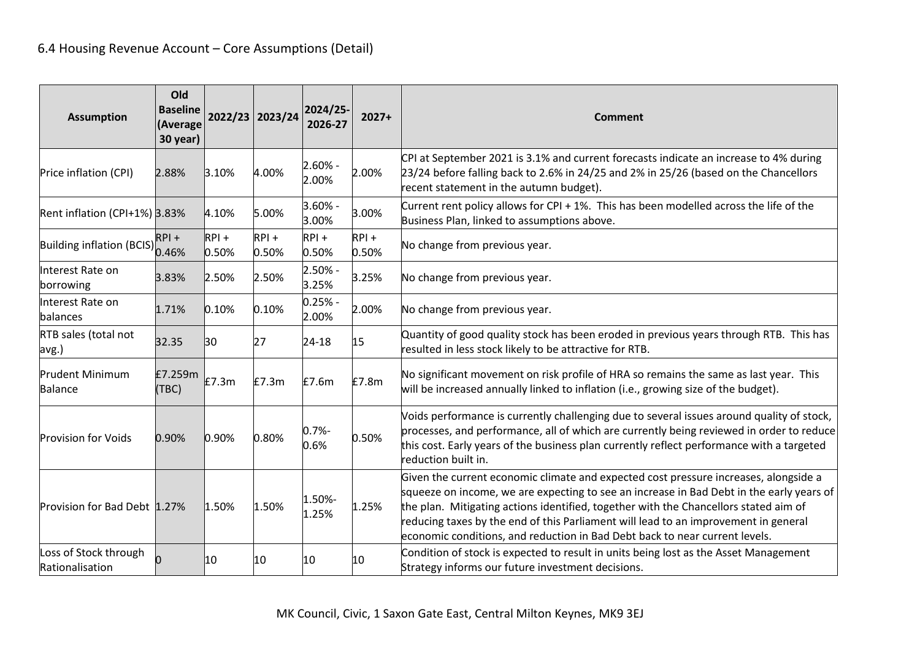## 6.4 Housing Revenue Account – Core Assumptions (Detail)

| Assumption | Old Baseline (Average 30 year) | 2022/23 | 2023/24 | 2024/25-2026-27 | 2027+ | Comment |
|---|---|---|---|---|---|---|
| Price inflation (CPI) | 2.88% | 3.10% | 4.00% | 2.60% - 2.00% | 2.00% | CPI at September 2021 is 3.1% and current forecasts indicate an increase to 4% during 23/24 before falling back to 2.6% in 24/25 and 2% in 25/26 (based on the Chancellors recent statement in the autumn budget). |
| Rent inflation (CPI+1%) | 3.83% | 4.10% | 5.00% | 3.60% - 3.00% | 3.00% | Current rent policy allows for CPI + 1%. This has been modelled across the life of the Business Plan, linked to assumptions above. |
| Building inflation (BCIS) | RPI + 0.46% | RPI + 0.50% | RPI + 0.50% | RPI + 0.50% | RPI + 0.50% | No change from previous year. |
| Interest Rate on borrowing | 3.83% | 2.50% | 2.50% | 2.50% - 3.25% | 3.25% | No change from previous year. |
| Interest Rate on balances | 1.71% | 0.10% | 0.10% | 0.25% - 2.00% | 2.00% | No change from previous year. |
| RTB sales (total not avg.) | 32.35 | 30 | 27 | 24-18 | 15 | Quantity of good quality stock has been eroded in previous years through RTB. This has resulted in less stock likely to be attractive for RTB. |
| Prudent Minimum Balance | £7.259m (TBC) | £7.3m | £7.3m | £7.6m | £7.8m | No significant movement on risk profile of HRA so remains the same as last year. This will be increased annually linked to inflation (i.e., growing size of the budget). |
| Provision for Voids | 0.90% | 0.90% | 0.80% | 0.7%-0.6% | 0.50% | Voids performance is currently challenging due to several issues around quality of stock, processes, and performance, all of which are currently being reviewed in order to reduce this cost. Early years of the business plan currently reflect performance with a targeted reduction built in. |
| Provision for Bad Debt | 1.27% | 1.50% | 1.50% | 1.50%-1.25% | 1.25% | Given the current economic climate and expected cost pressure increases, alongside a squeeze on income, we are expecting to see an increase in Bad Debt in the early years of the plan. Mitigating actions identified, together with the Chancellors stated aim of reducing taxes by the end of this Parliament will lead to an improvement in general economic conditions, and reduction in Bad Debt back to near current levels. |
| Loss of Stock through Rationalisation | 0 | 10 | 10 | 10 | 10 | Condition of stock is expected to result in units being lost as the Asset Management Strategy informs our future investment decisions. |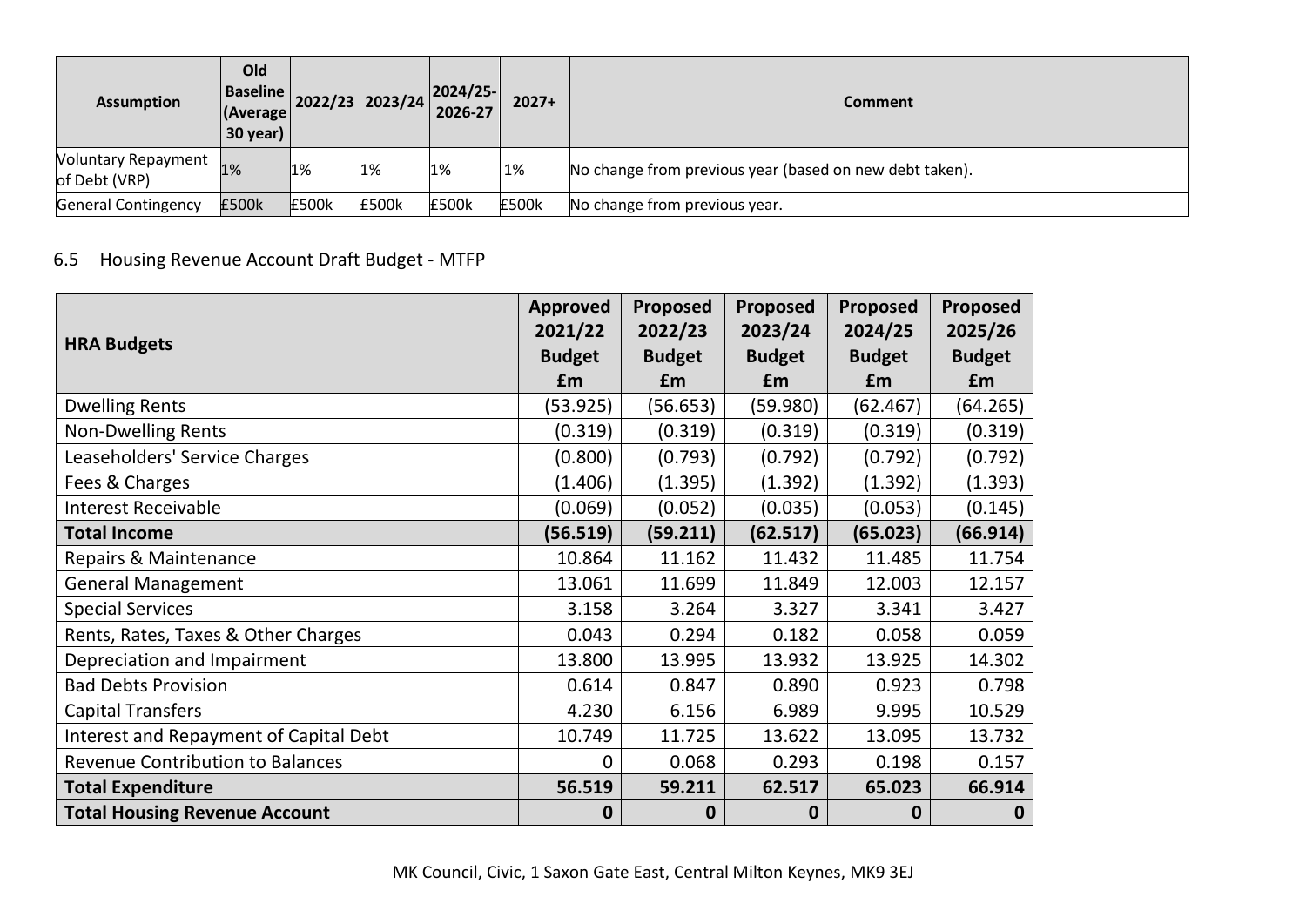| Assumption | Old Baseline (Average 30 year) | 2022/23 | 2023/24 | 2024/25-2026-27 | 2027+ | Comment |
| --- | --- | --- | --- | --- | --- | --- |
| Voluntary Repayment of Debt (VRP) | 1% | 1% | 1% | 1% | 1% | No change from previous year (based on new debt taken). |
| General Contingency | £500k | £500k | £500k | £500k | £500k | No change from previous year. |

6.5 Housing Revenue Account Draft Budget - MTFP

| HRA Budgets | Approved 2021/22 Budget £m | Proposed 2022/23 Budget £m | Proposed 2023/24 Budget £m | Proposed 2024/25 Budget £m | Proposed 2025/26 Budget £m |
| --- | --- | --- | --- | --- | --- |
| Dwelling Rents | (53.925) | (56.653) | (59.980) | (62.467) | (64.265) |
| Non-Dwelling Rents | (0.319) | (0.319) | (0.319) | (0.319) | (0.319) |
| Leaseholders' Service Charges | (0.800) | (0.793) | (0.792) | (0.792) | (0.792) |
| Fees & Charges | (1.406) | (1.395) | (1.392) | (1.392) | (1.393) |
| Interest Receivable | (0.069) | (0.052) | (0.035) | (0.053) | (0.145) |
| **Total Income** | **(56.519)** | **(59.211)** | **(62.517)** | **(65.023)** | **(66.914)** |
| Repairs & Maintenance | 10.864 | 11.162 | 11.432 | 11.485 | 11.754 |
| General Management | 13.061 | 11.699 | 11.849 | 12.003 | 12.157 |
| Special Services | 3.158 | 3.264 | 3.327 | 3.341 | 3.427 |
| Rents, Rates, Taxes & Other Charges | 0.043 | 0.294 | 0.182 | 0.058 | 0.059 |
| Depreciation and Impairment | 13.800 | 13.995 | 13.932 | 13.925 | 14.302 |
| Bad Debts Provision | 0.614 | 0.847 | 0.890 | 0.923 | 0.798 |
| Capital Transfers | 4.230 | 6.156 | 6.989 | 9.995 | 10.529 |
| Interest and Repayment of Capital Debt | 10.749 | 11.725 | 13.622 | 13.095 | 13.732 |
| Revenue Contribution to Balances | 0 | 0.068 | 0.293 | 0.198 | 0.157 |
| **Total Expenditure** | **56.519** | **59.211** | **62.517** | **65.023** | **66.914** |
| **Total Housing Revenue Account** | **0** | **0** | **0** | **0** | **0** |